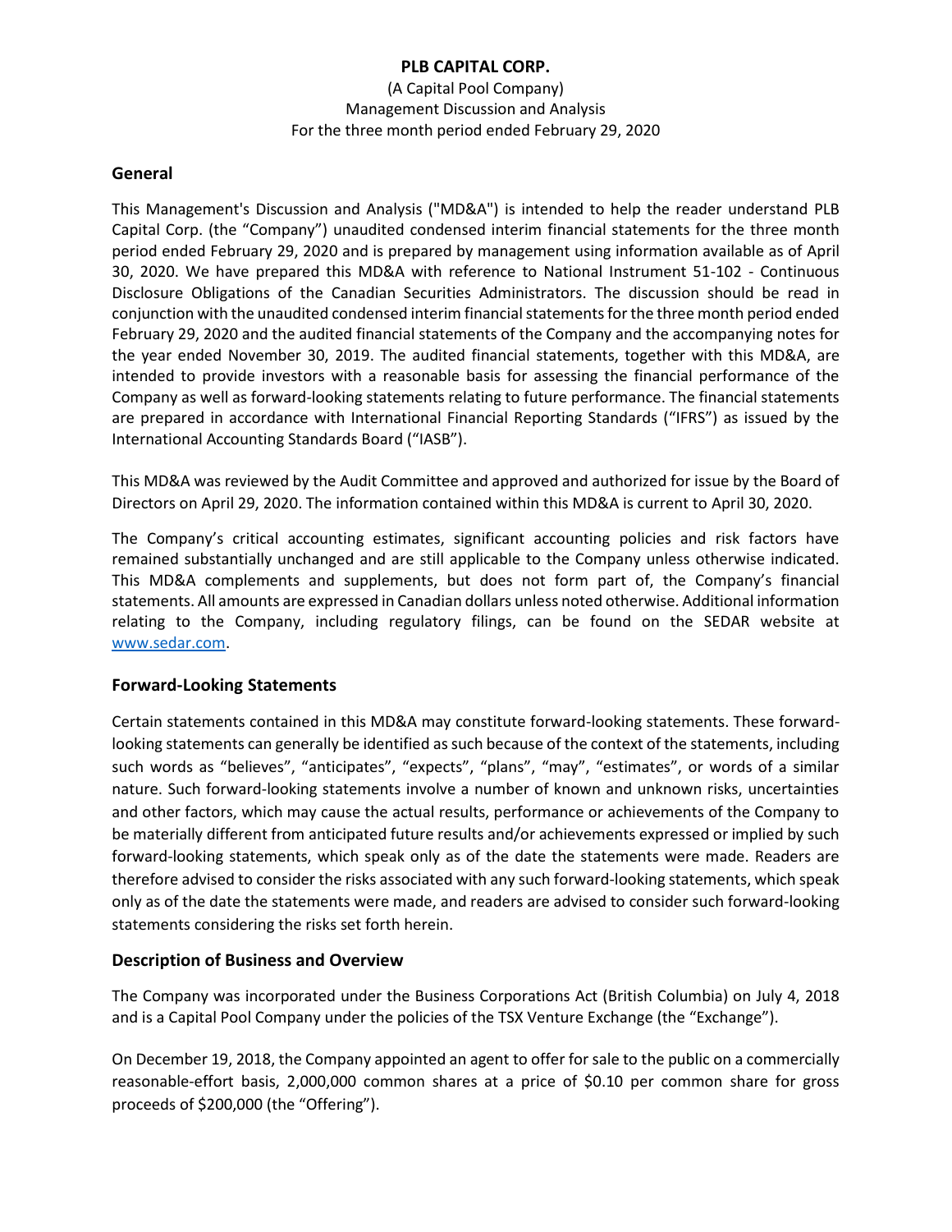# PLB CAPITAL CORP.

(A Capital Pool Company)
Management Discussion and Analysis
For the three month period ended February 29, 2020

## General

This Management's Discussion and Analysis ("MD&A") is intended to help the reader understand PLB Capital Corp. (the "Company") unaudited condensed interim financial statements for the three month period ended February 29, 2020 and is prepared by management using information available as of April 30, 2020. We have prepared this MD&A with reference to National Instrument 51-102 - Continuous Disclosure Obligations of the Canadian Securities Administrators. The discussion should be read in conjunction with the unaudited condensed interim financial statements for the three month period ended February 29, 2020 and the audited financial statements of the Company and the accompanying notes for the year ended November 30, 2019. The audited financial statements, together with this MD&A, are intended to provide investors with a reasonable basis for assessing the financial performance of the Company as well as forward-looking statements relating to future performance. The financial statements are prepared in accordance with International Financial Reporting Standards ("IFRS") as issued by the International Accounting Standards Board ("IASB").

This MD&A was reviewed by the Audit Committee and approved and authorized for issue by the Board of Directors on April 29, 2020. The information contained within this MD&A is current to April 30, 2020.

The Company's critical accounting estimates, significant accounting policies and risk factors have remained substantially unchanged and are still applicable to the Company unless otherwise indicated. This MD&A complements and supplements, but does not form part of, the Company's financial statements. All amounts are expressed in Canadian dollars unless noted otherwise. Additional information relating to the Company, including regulatory filings, can be found on the SEDAR website at www.sedar.com.

## Forward-Looking Statements

Certain statements contained in this MD&A may constitute forward-looking statements. These forward-looking statements can generally be identified as such because of the context of the statements, including such words as "believes", "anticipates", "expects", "plans", "may", "estimates", or words of a similar nature. Such forward-looking statements involve a number of known and unknown risks, uncertainties and other factors, which may cause the actual results, performance or achievements of the Company to be materially different from anticipated future results and/or achievements expressed or implied by such forward-looking statements, which speak only as of the date the statements were made. Readers are therefore advised to consider the risks associated with any such forward-looking statements, which speak only as of the date the statements were made, and readers are advised to consider such forward-looking statements considering the risks set forth herein.

## Description of Business and Overview

The Company was incorporated under the Business Corporations Act (British Columbia) on July 4, 2018 and is a Capital Pool Company under the policies of the TSX Venture Exchange (the "Exchange").

On December 19, 2018, the Company appointed an agent to offer for sale to the public on a commercially reasonable-effort basis, 2,000,000 common shares at a price of $0.10 per common share for gross proceeds of $200,000 (the "Offering").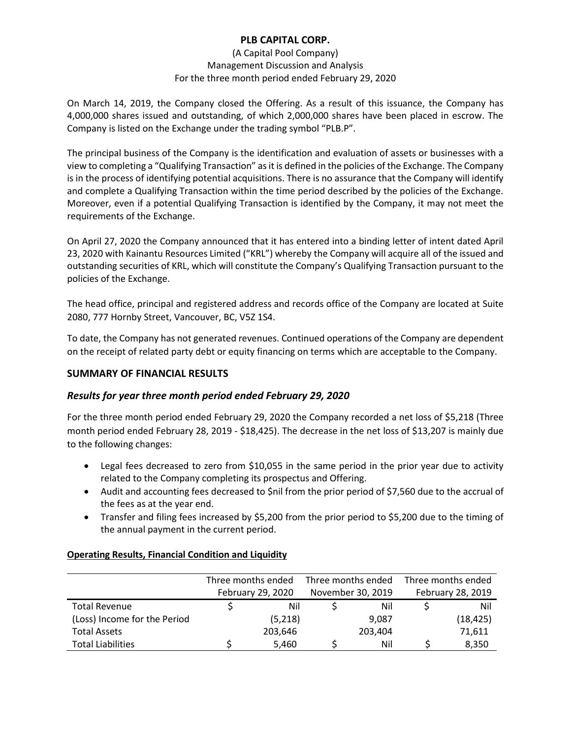On March 14, 2019, the Company closed the Offering. As a result of this issuance, the Company has 4,000,000 shares issued and outstanding, of which 2,000,000 shares have been placed in escrow. The Company is listed on the Exchange under the trading symbol "PLB.P".

The principal business of the Company is the identification and evaluation of assets or businesses with a view to completing a "Qualifying Transaction" as it is defined in the policies of the Exchange. The Company is in the process of identifying potential acquisitions. There is no assurance that the Company will identify and complete a Qualifying Transaction within the time period described by the policies of the Exchange. Moreover, even if a potential Qualifying Transaction is identified by the Company, it may not meet the requirements of the Exchange.

On April 27, 2020 the Company announced that it has entered into a binding letter of intent dated April 23, 2020 with Kainantu Resources Limited ("KRL") whereby the Company will acquire all of the issued and outstanding securities of KRL, which will constitute the Company's Qualifying Transaction pursuant to the policies of the Exchange.

The head office, principal and registered address and records office of the Company are located at Suite 2080, 777 Hornby Street, Vancouver, BC, V5Z 1S4.

To date, the Company has not generated revenues. Continued operations of the Company are dependent on the receipt of related party debt or equity financing on terms which are acceptable to the Company.

## SUMMARY OF FINANCIAL RESULTS

### *Results for year three month period ended February 29, 2020*

For the three month period ended February 29, 2020 the Company recorded a net loss of $5,218 (Three month period ended February 28, 2019 - $18,425). The decrease in the net loss of $13,207 is mainly due to the following changes:

- Legal fees decreased to zero from $10,055 in the same period in the prior year due to activity related to the Company completing its prospectus and Offering.
- Audit and accounting fees decreased to $nil from the prior period of $7,560 due to the accrual of the fees as at the year end.
- Transfer and filing fees increased by $5,200 from the prior period to $5,200 due to the timing of the annual payment in the current period.

**Operating Results, Financial Condition and Liquidity**

| | Three months ended February 29, 2020 | Three months ended November 30, 2019 | Three months ended February 28, 2019 |
|---|---|---|---|
| Total Revenue | $ Nil | $ Nil | $ Nil |
| (Loss) Income for the Period | (5,218) | 9,087 | (18,425) |
| Total Assets | 203,646 | 203,404 | 71,611 |
| Total Liabilities | $ 5,460 | $ Nil | $ 8,350 |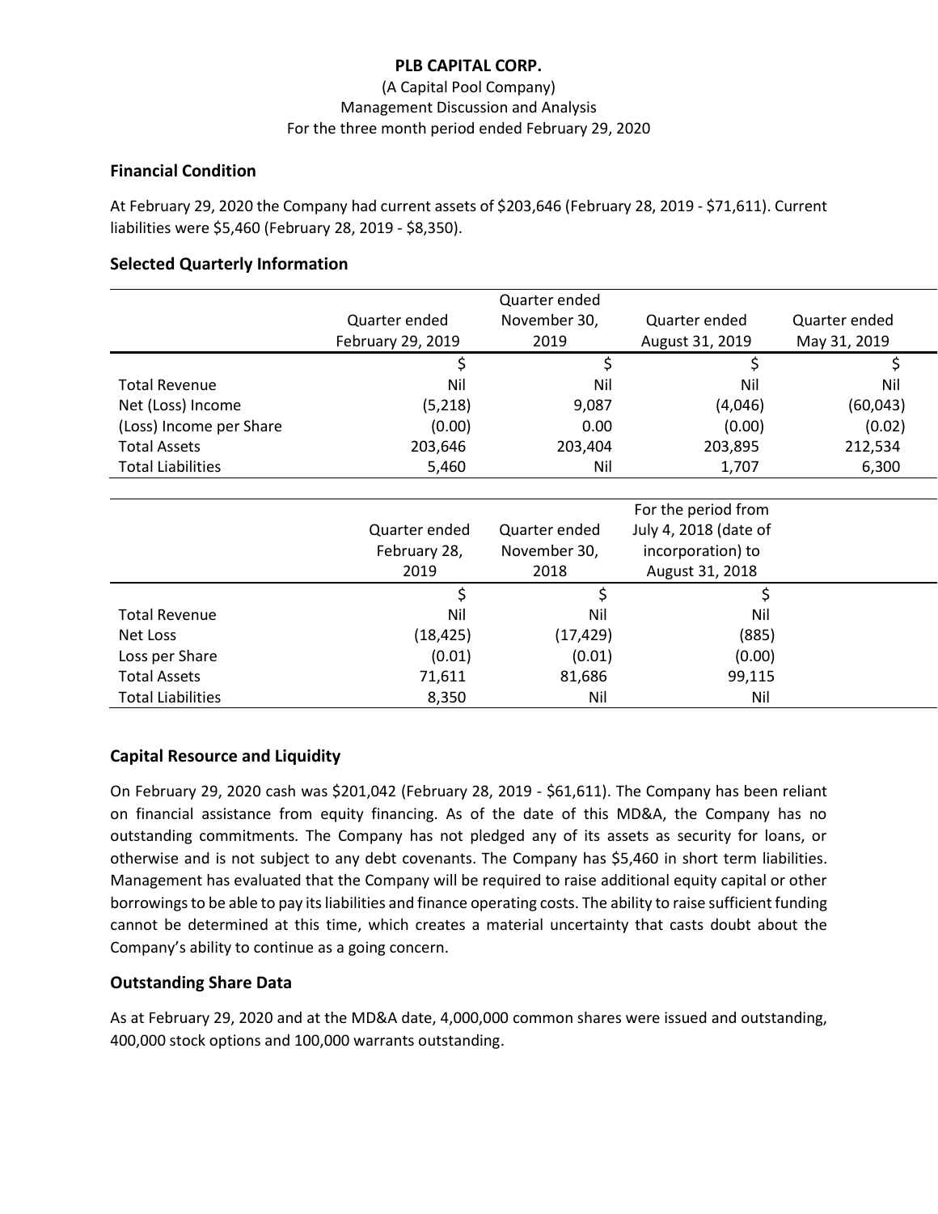**PLB CAPITAL CORP.**

(A Capital Pool Company)
Management Discussion and Analysis
For the three month period ended February 29, 2020

### Financial Condition

At February 29, 2020 the Company had current assets of $203,646 (February 28, 2019 - $71,611). Current liabilities were $5,460 (February 28, 2019 - $8,350).

### Selected Quarterly Information

| | Quarter ended February 29, 2019 | Quarter ended November 30, 2019 | Quarter ended August 31, 2019 | Quarter ended May 31, 2019 |
|---|---|---|---|---|
| | $ | $ | $ | $ |
| Total Revenue | Nil | Nil | Nil | Nil |
| Net (Loss) Income | (5,218) | 9,087 | (4,046) | (60,043) |
| (Loss) Income per Share | (0.00) | 0.00 | (0.00) | (0.02) |
| Total Assets | 203,646 | 203,404 | 203,895 | 212,534 |
| Total Liabilities | 5,460 | Nil | 1,707 | 6,300 |

| | Quarter ended February 28, 2019 | Quarter ended November 30, 2018 | For the period from July 4, 2018 (date of incorporation) to August 31, 2018 |
|---|---|---|---|
| | $ | $ | $ |
| Total Revenue | Nil | Nil | Nil |
| Net Loss | (18,425) | (17,429) | (885) |
| Loss per Share | (0.01) | (0.01) | (0.00) |
| Total Assets | 71,611 | 81,686 | 99,115 |
| Total Liabilities | 8,350 | Nil | Nil |

### Capital Resource and Liquidity

On February 29, 2020 cash was $201,042 (February 28, 2019 - $61,611). The Company has been reliant on financial assistance from equity financing. As of the date of this MD&A, the Company has no outstanding commitments. The Company has not pledged any of its assets as security for loans, or otherwise and is not subject to any debt covenants. The Company has $5,460 in short term liabilities. Management has evaluated that the Company will be required to raise additional equity capital or other borrowings to be able to pay its liabilities and finance operating costs. The ability to raise sufficient funding cannot be determined at this time, which creates a material uncertainty that casts doubt about the Company's ability to continue as a going concern.

### Outstanding Share Data

As at February 29, 2020 and at the MD&A date, 4,000,000 common shares were issued and outstanding, 400,000 stock options and 100,000 warrants outstanding.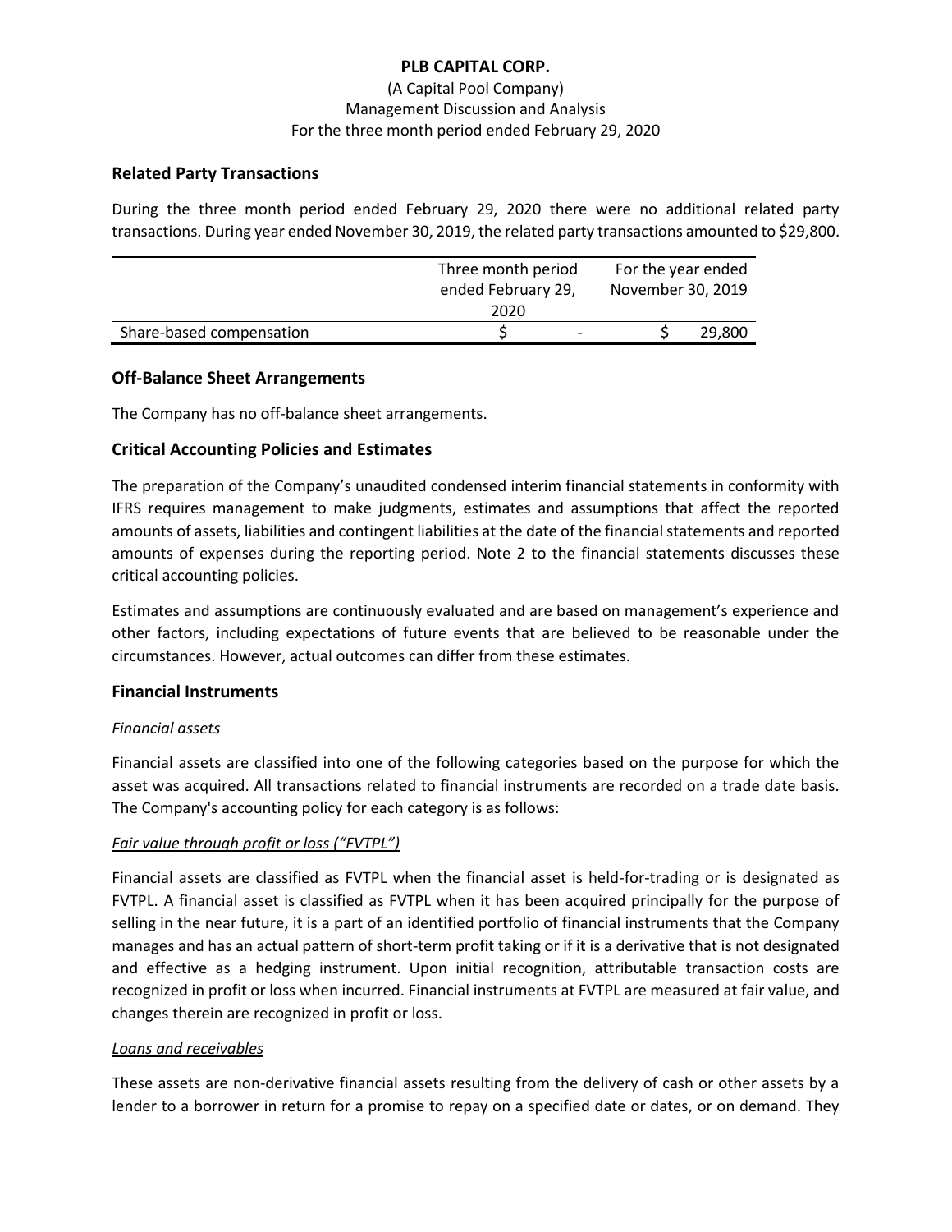## Related Party Transactions

During the three month period ended February 29, 2020 there were no additional related party transactions. During year ended November 30, 2019, the related party transactions amounted to $29,800.

| | Three month period ended February 29, 2020 | For the year ended November 30, 2019 |
|---|---|---|
| Share-based compensation | $ - | $ 29,800 |

## Off-Balance Sheet Arrangements

The Company has no off-balance sheet arrangements.

## Critical Accounting Policies and Estimates

The preparation of the Company's unaudited condensed interim financial statements in conformity with IFRS requires management to make judgments, estimates and assumptions that affect the reported amounts of assets, liabilities and contingent liabilities at the date of the financial statements and reported amounts of expenses during the reporting period. Note 2 to the financial statements discusses these critical accounting policies.

Estimates and assumptions are continuously evaluated and are based on management's experience and other factors, including expectations of future events that are believed to be reasonable under the circumstances. However, actual outcomes can differ from these estimates.

## Financial Instruments

*Financial assets*

Financial assets are classified into one of the following categories based on the purpose for which the asset was acquired. All transactions related to financial instruments are recorded on a trade date basis. The Company's accounting policy for each category is as follows:

*Fair value through profit or loss ("FVTPL")*

Financial assets are classified as FVTPL when the financial asset is held-for-trading or is designated as FVTPL. A financial asset is classified as FVTPL when it has been acquired principally for the purpose of selling in the near future, it is a part of an identified portfolio of financial instruments that the Company manages and has an actual pattern of short-term profit taking or if it is a derivative that is not designated and effective as a hedging instrument. Upon initial recognition, attributable transaction costs are recognized in profit or loss when incurred. Financial instruments at FVTPL are measured at fair value, and changes therein are recognized in profit or loss.

*Loans and receivables*

These assets are non-derivative financial assets resulting from the delivery of cash or other assets by a lender to a borrower in return for a promise to repay on a specified date or dates, or on demand. They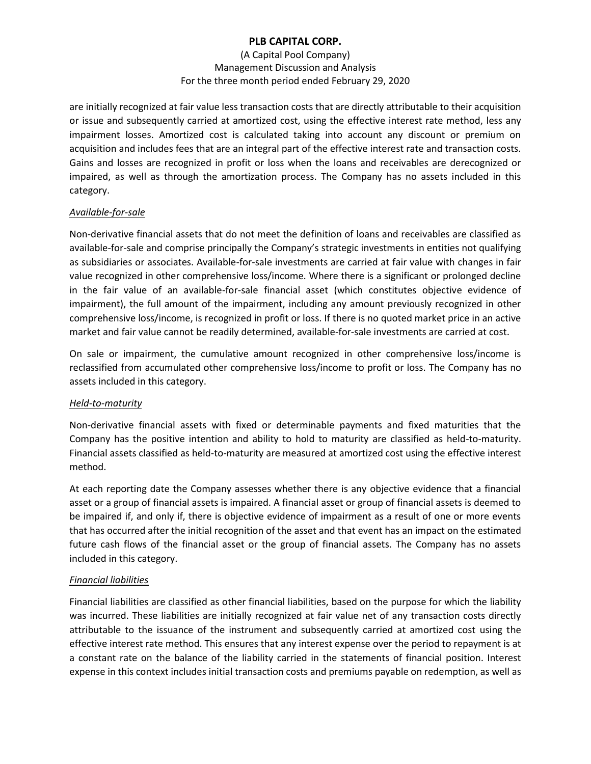are initially recognized at fair value less transaction costs that are directly attributable to their acquisition or issue and subsequently carried at amortized cost, using the effective interest rate method, less any impairment losses. Amortized cost is calculated taking into account any discount or premium on acquisition and includes fees that are an integral part of the effective interest rate and transaction costs. Gains and losses are recognized in profit or loss when the loans and receivables are derecognized or impaired, as well as through the amortization process. The Company has no assets included in this category.

*Available-for-sale*

Non-derivative financial assets that do not meet the definition of loans and receivables are classified as available-for-sale and comprise principally the Company's strategic investments in entities not qualifying as subsidiaries or associates. Available-for-sale investments are carried at fair value with changes in fair value recognized in other comprehensive loss/income. Where there is a significant or prolonged decline in the fair value of an available-for-sale financial asset (which constitutes objective evidence of impairment), the full amount of the impairment, including any amount previously recognized in other comprehensive loss/income, is recognized in profit or loss. If there is no quoted market price in an active market and fair value cannot be readily determined, available-for-sale investments are carried at cost.

On sale or impairment, the cumulative amount recognized in other comprehensive loss/income is reclassified from accumulated other comprehensive loss/income to profit or loss. The Company has no assets included in this category.

*Held-to-maturity*

Non-derivative financial assets with fixed or determinable payments and fixed maturities that the Company has the positive intention and ability to hold to maturity are classified as held-to-maturity. Financial assets classified as held-to-maturity are measured at amortized cost using the effective interest method.

At each reporting date the Company assesses whether there is any objective evidence that a financial asset or a group of financial assets is impaired. A financial asset or group of financial assets is deemed to be impaired if, and only if, there is objective evidence of impairment as a result of one or more events that has occurred after the initial recognition of the asset and that event has an impact on the estimated future cash flows of the financial asset or the group of financial assets. The Company has no assets included in this category.

*Financial liabilities*

Financial liabilities are classified as other financial liabilities, based on the purpose for which the liability was incurred. These liabilities are initially recognized at fair value net of any transaction costs directly attributable to the issuance of the instrument and subsequently carried at amortized cost using the effective interest rate method. This ensures that any interest expense over the period to repayment is at a constant rate on the balance of the liability carried in the statements of financial position. Interest expense in this context includes initial transaction costs and premiums payable on redemption, as well as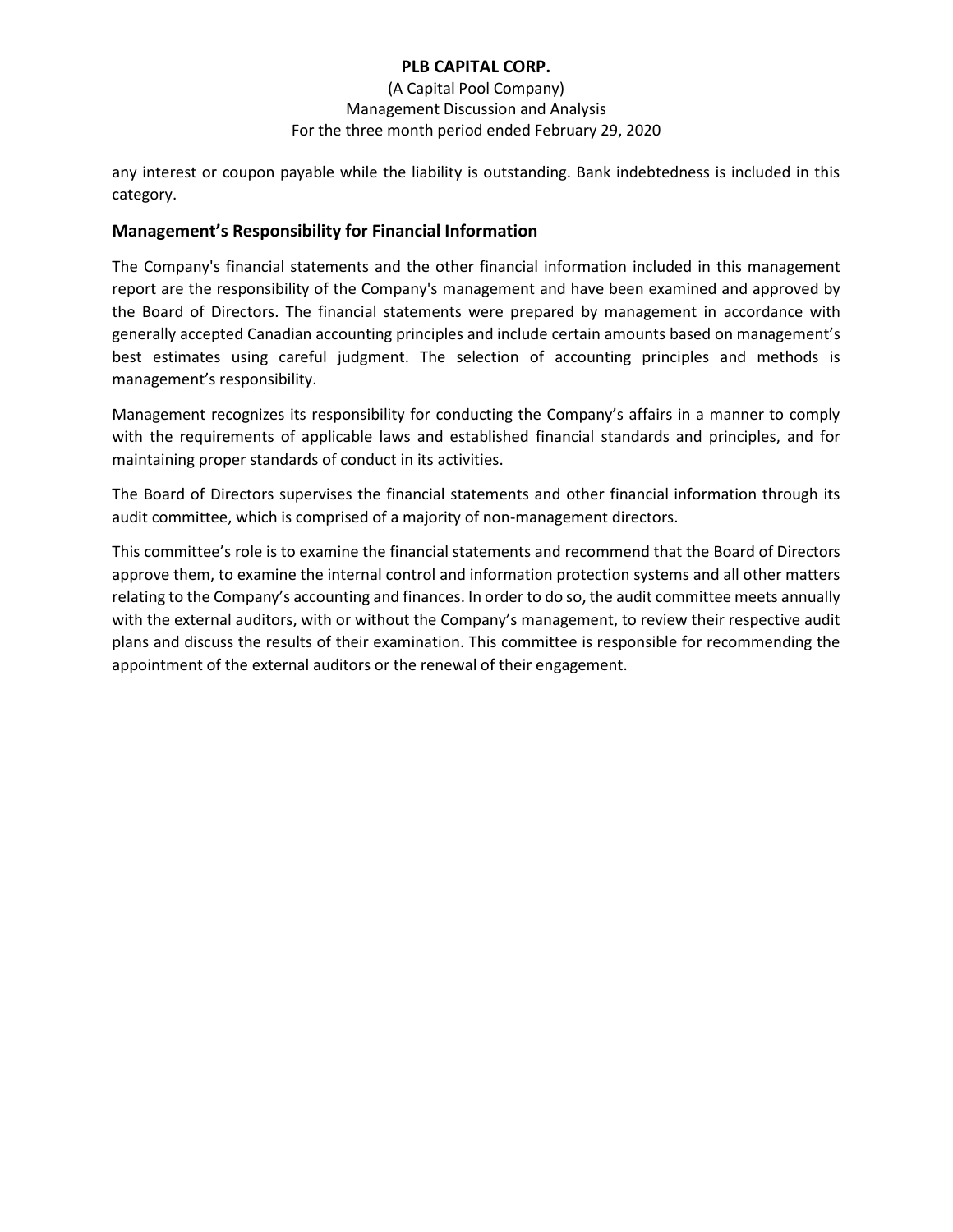any interest or coupon payable while the liability is outstanding. Bank indebtedness is included in this category.

## Management's Responsibility for Financial Information

The Company's financial statements and the other financial information included in this management report are the responsibility of the Company's management and have been examined and approved by the Board of Directors. The financial statements were prepared by management in accordance with generally accepted Canadian accounting principles and include certain amounts based on management's best estimates using careful judgment. The selection of accounting principles and methods is management's responsibility.

Management recognizes its responsibility for conducting the Company's affairs in a manner to comply with the requirements of applicable laws and established financial standards and principles, and for maintaining proper standards of conduct in its activities.

The Board of Directors supervises the financial statements and other financial information through its audit committee, which is comprised of a majority of non-management directors.

This committee's role is to examine the financial statements and recommend that the Board of Directors approve them, to examine the internal control and information protection systems and all other matters relating to the Company's accounting and finances. In order to do so, the audit committee meets annually with the external auditors, with or without the Company's management, to review their respective audit plans and discuss the results of their examination. This committee is responsible for recommending the appointment of the external auditors or the renewal of their engagement.